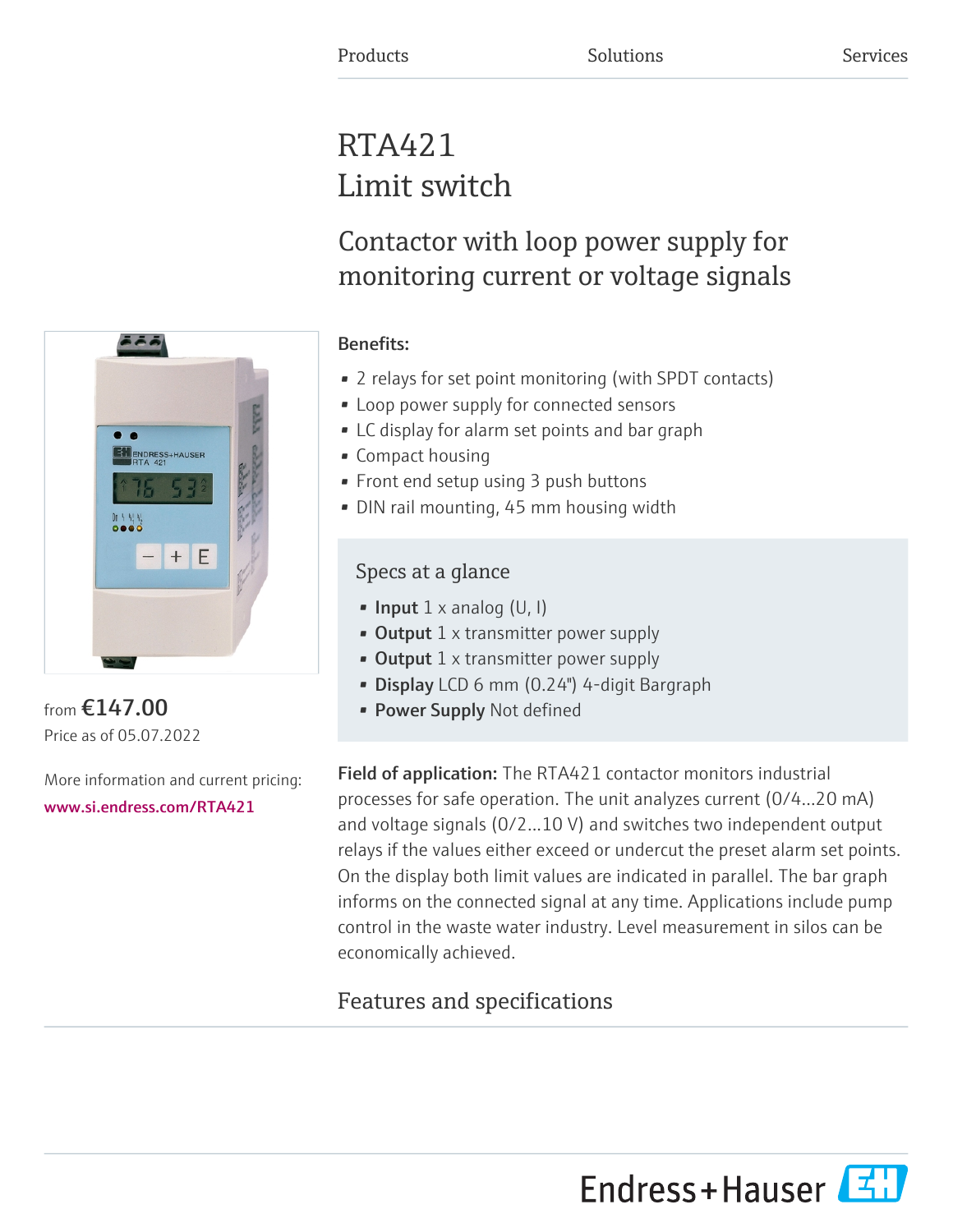Products Solutions Services

# RTA421
# Limit switch

## Contactor with loop power supply for monitoring current or voltage signals

from **€147.00**
Price as of 05.07.2022

More information and current pricing:
www.si.endress.com/RTA421

**Benefits:**

- 2 relays for set point monitoring (with SPDT contacts)
- Loop power supply for connected sensors
- LC display for alarm set points and bar graph
- Compact housing
- Front end setup using 3 push buttons
- DIN rail mounting, 45 mm housing width

### Specs at a glance

- **Input** 1 x analog (U, I)
- **Output** 1 x transmitter power supply
- **Output** 1 x transmitter power supply
- **Display** LCD 6 mm (0.24") 4-digit Bargraph
- **Power Supply** Not defined

**Field of application:** The RTA421 contactor monitors industrial processes for safe operation. The unit analyzes current (0/4...20 mA) and voltage signals (0/2...10 V) and switches two independent output relays if the values either exceed or undercut the preset alarm set points. On the display both limit values are indicated in parallel. The bar graph informs on the connected signal at any time. Applications include pump control in the waste water industry. Level measurement in silos can be economically achieved.

## Features and specifications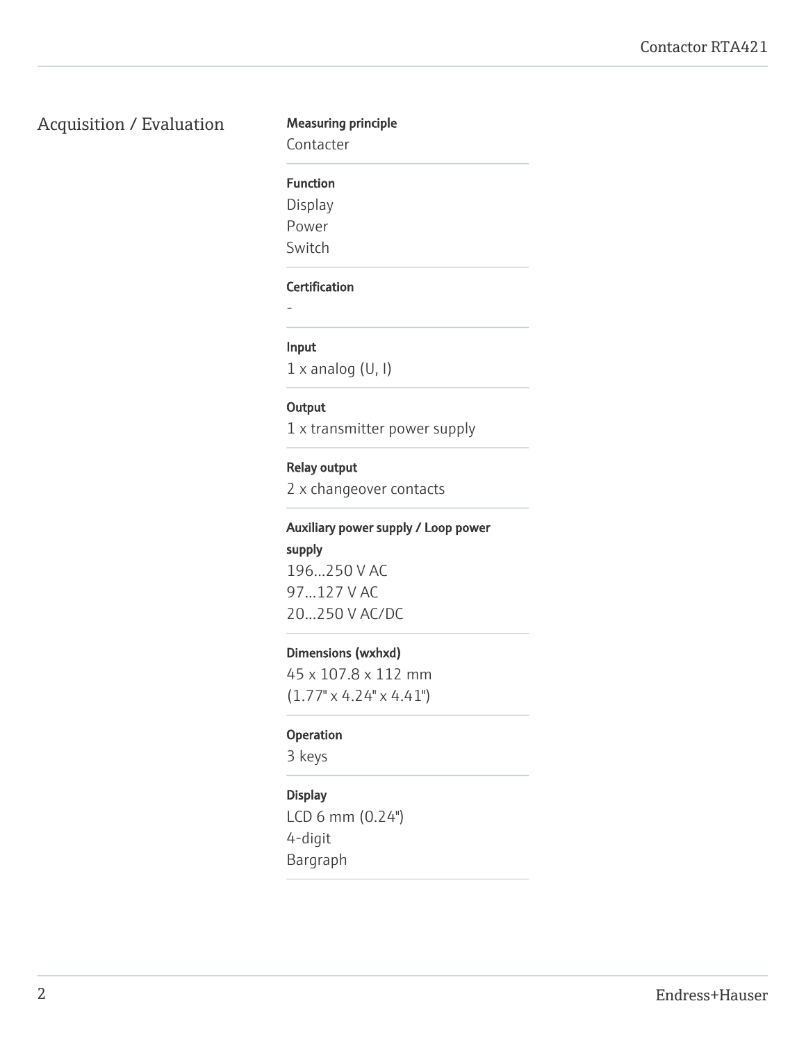## Acquisition / Evaluation

**Measuring principle**

Contacter

**Function**

Display
Power
Switch

**Certification**

-

**Input**

1 x analog (U, I)

**Output**

1 x transmitter power supply

**Relay output**

2 x changeover contacts

**Auxiliary power supply / Loop power supply**

196...250 V AC
97...127 V AC
20...250 V AC/DC

**Dimensions (wxhxd)**

45 x 107.8 x 112 mm
(1.77" x 4.24" x 4.41")

**Operation**

3 keys

**Display**

LCD 6 mm (0.24")
4-digit
Bargraph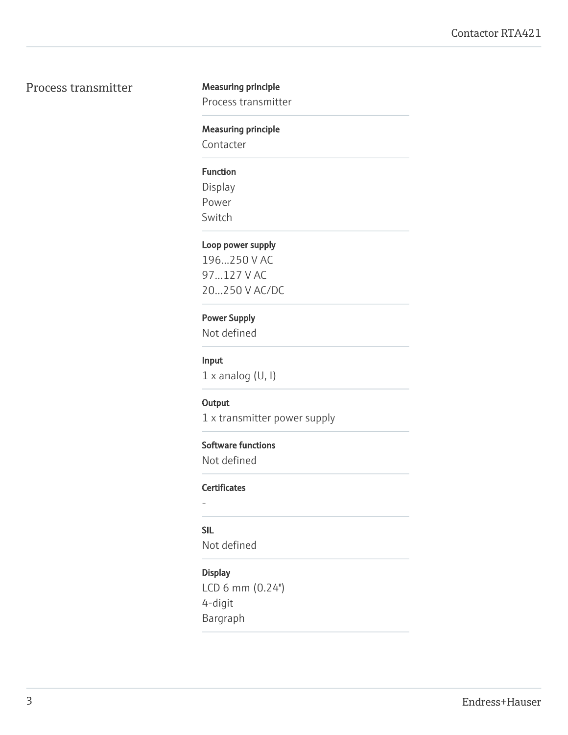## Process transmitter

**Measuring principle**
Process transmitter

**Measuring principle**
Contacter

**Function**
Display
Power
Switch

**Loop power supply**
196...250 V AC
97...127 V AC
20...250 V AC/DC

**Power Supply**
Not defined

**Input**
1 x analog (U, I)

**Output**
1 x transmitter power supply

**Software functions**
Not defined

**Certificates**
-

**SIL**
Not defined

**Display**
LCD 6 mm (0.24")
4-digit
Bargraph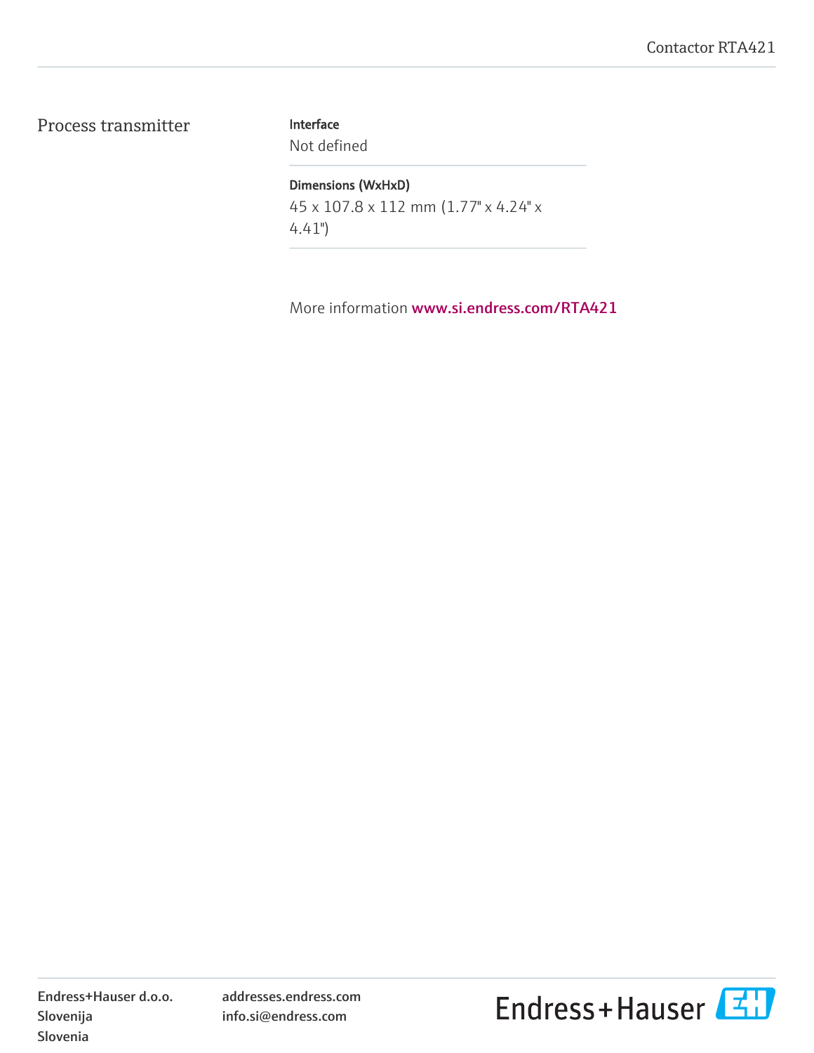## Process transmitter

**Interface**

Not defined

**Dimensions (WxHxD)**

45 x 107.8 x 112 mm (1.77" x 4.24" x 4.41")

More information **www.si.endress.com/RTA421**

Endress+Hauser d.o.o.
Slovenija
Slovenia

addresses.endress.com
info.si@endress.com

Endress+Hauser